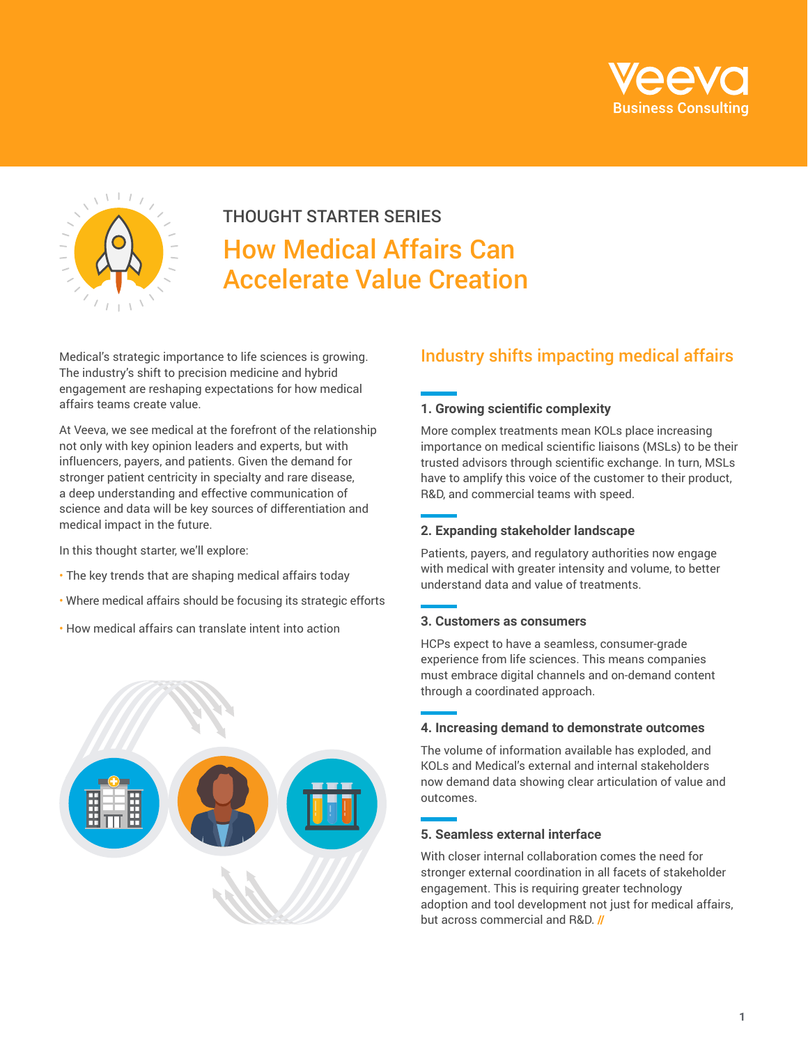# THOUGHT STARTER SERIES

## How Medical Affairs Can Accelerate Value Creation

Medical's strategic importance to life sciences is growing. The industry's shift to precision medicine and hybrid engagement are reshaping expectations for how medical affairs teams create value.

At Veeva, we see medical at the forefront of the relationship not only with key opinion leaders and experts, but with influencers, payers, and patients. Given the demand for stronger patient centricity in specialty and rare disease, a deep understanding and effective communication of science and data will be key sources of differentiation and medical impact in the future.

In this thought starter, we'll explore:

- The key trends that are shaping medical affairs today
- Where medical affairs should be focusing its strategic efforts
- How medical affairs can translate intent into action

## Industry shifts impacting medical affairs

### 1. Growing scientific complexity

More complex treatments mean KOLs place increasing importance on medical scientific liaisons (MSLs) to be their trusted advisors through scientific exchange. In turn, MSLs have to amplify this voice of the customer to their product, R&D, and commercial teams with speed.

### 2. Expanding stakeholder landscape

Patients, payers, and regulatory authorities now engage with medical with greater intensity and volume, to better understand data and value of treatments.

### 3. Customers as consumers

HCPs expect to have a seamless, consumer-grade experience from life sciences. This means companies must embrace digital channels and on-demand content through a coordinated approach.

### 4. Increasing demand to demonstrate outcomes

The volume of information available has exploded, and KOLs and Medical's external and internal stakeholders now demand data showing clear articulation of value and outcomes.

### 5. Seamless external interface

With closer internal collaboration comes the need for stronger external coordination in all facets of stakeholder engagement. This is requiring greater technology adoption and tool development not just for medical affairs, but across commercial and R&D. //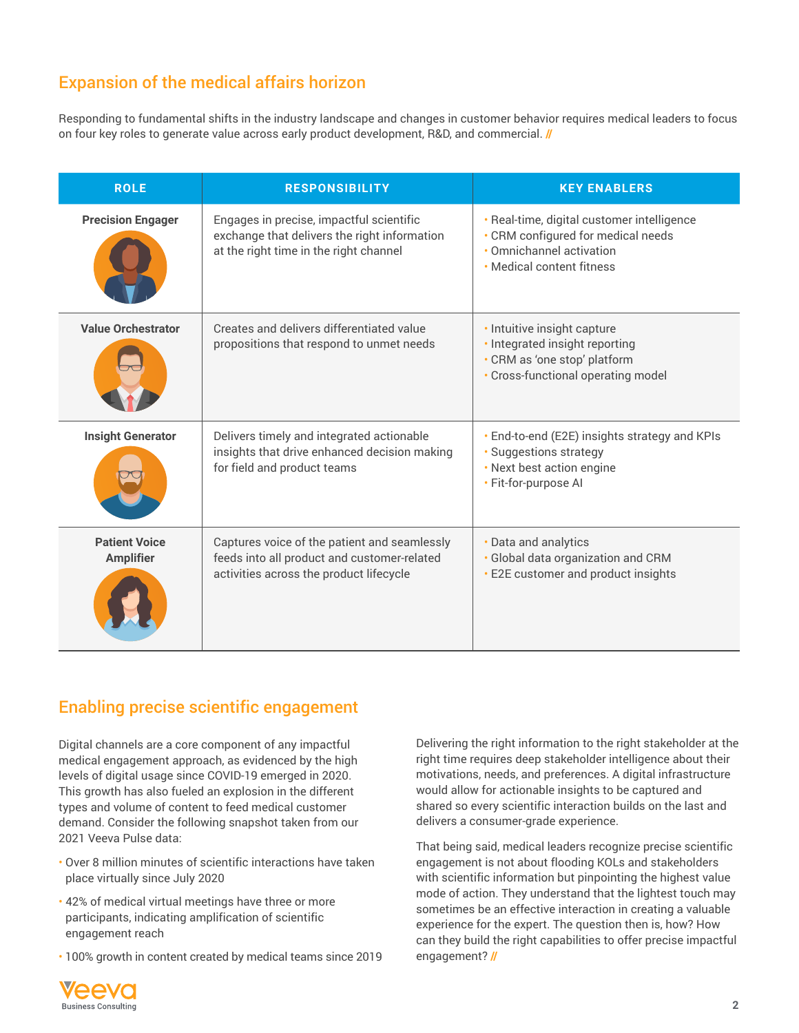## Expansion of the medical affairs horizon

Responding to fundamental shifts in the industry landscape and changes in customer behavior requires medical leaders to focus on four key roles to generate value across early product development, R&D, and commercial. //

| ROLE | RESPONSIBILITY | KEY ENABLERS |
| --- | --- | --- |
| **Precision Engager** | Engages in precise, impactful scientific exchange that delivers the right information at the right time in the right channel | • Real-time, digital customer intelligence<br>• CRM configured for medical needs<br>• Omnichannel activation<br>• Medical content fitness |
| **Value Orchestrator** | Creates and delivers differentiated value propositions that respond to unmet needs | • Intuitive insight capture<br>• Integrated insight reporting<br>• CRM as 'one stop' platform<br>• Cross-functional operating model |
| **Insight Generator** | Delivers timely and integrated actionable insights that drive enhanced decision making for field and product teams | • End-to-end (E2E) insights strategy and KPIs<br>• Suggestions strategy<br>• Next best action engine<br>• Fit-for-purpose AI |
| **Patient Voice Amplifier** | Captures voice of the patient and seamlessly feeds into all product and customer-related activities across the product lifecycle | • Data and analytics<br>• Global data organization and CRM<br>• E2E customer and product insights |

## Enabling precise scientific engagement

Digital channels are a core component of any impactful medical engagement approach, as evidenced by the high levels of digital usage since COVID-19 emerged in 2020. This growth has also fueled an explosion in the different types and volume of content to feed medical customer demand. Consider the following snapshot taken from our 2021 Veeva Pulse data:

- Over 8 million minutes of scientific interactions have taken place virtually since July 2020
- 42% of medical virtual meetings have three or more participants, indicating amplification of scientific engagement reach
- 100% growth in content created by medical teams since 2019

Delivering the right information to the right stakeholder at the right time requires deep stakeholder intelligence about their motivations, needs, and preferences. A digital infrastructure would allow for actionable insights to be captured and shared so every scientific interaction builds on the last and delivers a consumer-grade experience.

That being said, medical leaders recognize precise scientific engagement is not about flooding KOLs and stakeholders with scientific information but pinpointing the highest value mode of action. They understand that the lightest touch may sometimes be an effective interaction in creating a valuable experience for the expert. The question then is, how? How can they build the right capabilities to offer precise impactful engagement? //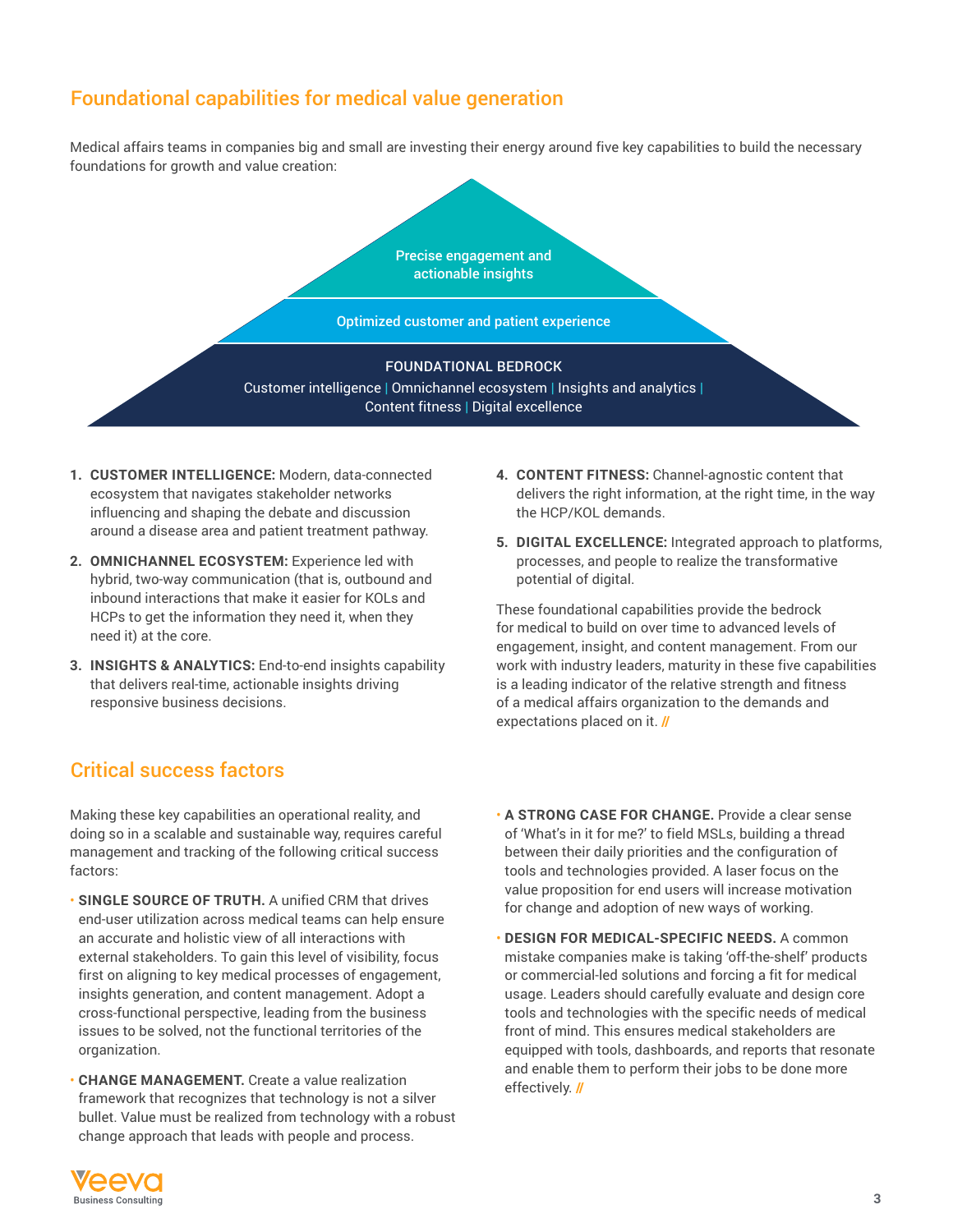## Foundational capabilities for medical value generation

Medical affairs teams in companies big and small are investing their energy around five key capabilities to build the necessary foundations for growth and value creation:

Precise engagement and actionable insights

Optimized customer and patient experience

FOUNDATIONAL BEDROCK

Customer intelligence | Omnichannel ecosystem | Insights and analytics | Content fitness | Digital excellence

1. **CUSTOMER INTELLIGENCE:** Modern, data-connected ecosystem that navigates stakeholder networks influencing and shaping the debate and discussion around a disease area and patient treatment pathway.
2. **OMNICHANNEL ECOSYSTEM:** Experience led with hybrid, two-way communication (that is, outbound and inbound interactions that make it easier for KOLs and HCPs to get the information they need it, when they need it) at the core.
3. **INSIGHTS & ANALYTICS:** End-to-end insights capability that delivers real-time, actionable insights driving responsive business decisions.
4. **CONTENT FITNESS:** Channel-agnostic content that delivers the right information, at the right time, in the way the HCP/KOL demands.
5. **DIGITAL EXCELLENCE:** Integrated approach to platforms, processes, and people to realize the transformative potential of digital.

These foundational capabilities provide the bedrock for medical to build on over time to advanced levels of engagement, insight, and content management. From our work with industry leaders, maturity in these five capabilities is a leading indicator of the relative strength and fitness of a medical affairs organization to the demands and expectations placed on it. //

## Critical success factors

Making these key capabilities an operational reality, and doing so in a scalable and sustainable way, requires careful management and tracking of the following critical success factors:

- **SINGLE SOURCE OF TRUTH.** A unified CRM that drives end-user utilization across medical teams can help ensure an accurate and holistic view of all interactions with external stakeholders. To gain this level of visibility, focus first on aligning to key medical processes of engagement, insights generation, and content management. Adopt a cross-functional perspective, leading from the business issues to be solved, not the functional territories of the organization.
- **CHANGE MANAGEMENT.** Create a value realization framework that recognizes that technology is not a silver bullet. Value must be realized from technology with a robust change approach that leads with people and process.
- **A STRONG CASE FOR CHANGE.** Provide a clear sense of 'What's in it for me?' to field MSLs, building a thread between their daily priorities and the configuration of tools and technologies provided. A laser focus on the value proposition for end users will increase motivation for change and adoption of new ways of working.
- **DESIGN FOR MEDICAL-SPECIFIC NEEDS.** A common mistake companies make is taking 'off-the-shelf' products or commercial-led solutions and forcing a fit for medical usage. Leaders should carefully evaluate and design core tools and technologies with the specific needs of medical front of mind. This ensures medical stakeholders are equipped with tools, dashboards, and reports that resonate and enable them to perform their jobs to be done more effectively. //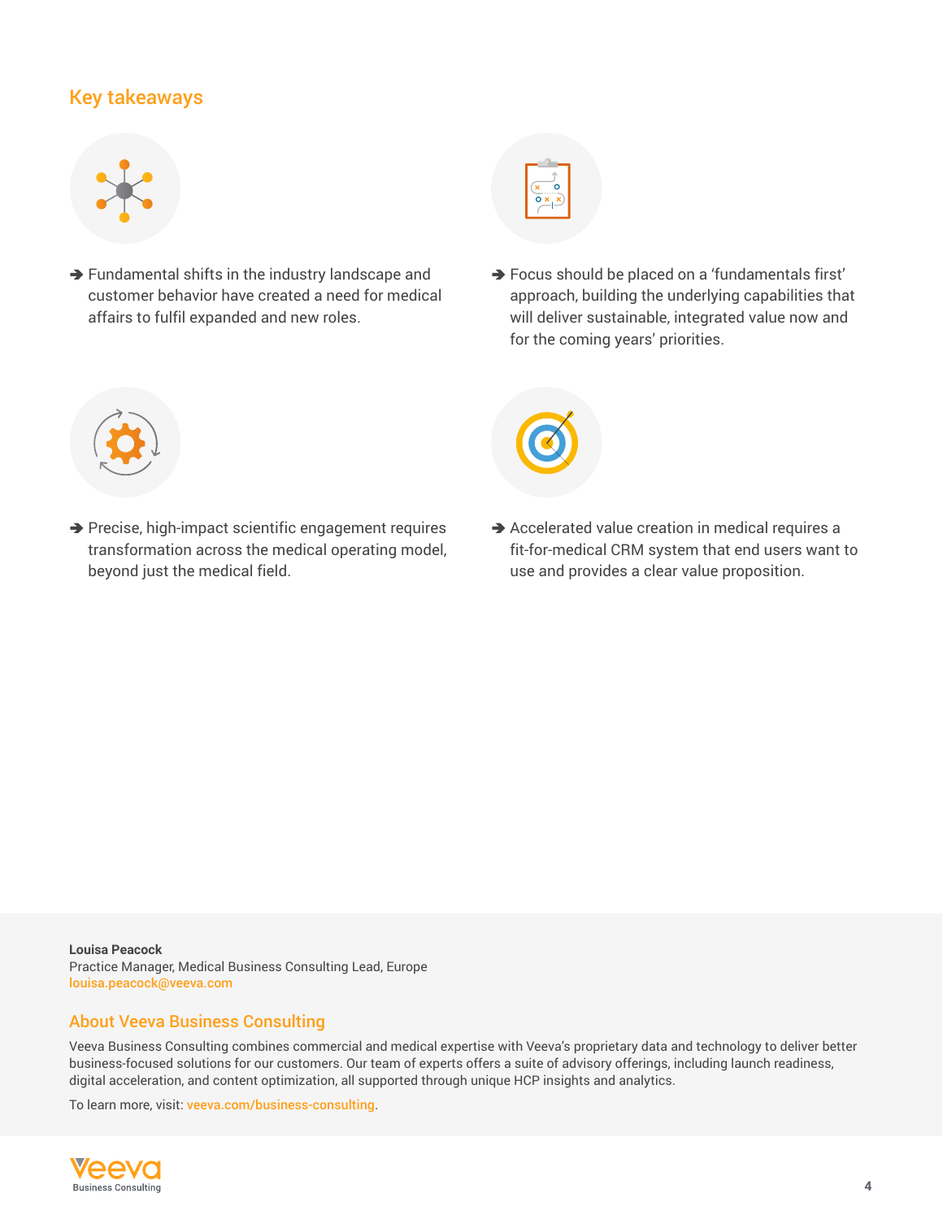## Key takeaways

- Fundamental shifts in the industry landscape and customer behavior have created a need for medical affairs to fulfil expanded and new roles.
- Focus should be placed on a 'fundamentals first' approach, building the underlying capabilities that will deliver sustainable, integrated value now and for the coming years' priorities.
- Precise, high-impact scientific engagement requires transformation across the medical operating model, beyond just the medical field.
- Accelerated value creation in medical requires a fit-for-medical CRM system that end users want to use and provides a clear value proposition.

**Louisa Peacock**
Practice Manager, Medical Business Consulting Lead, Europe
louisa.peacock@veeva.com

### About Veeva Business Consulting

Veeva Business Consulting combines commercial and medical expertise with Veeva's proprietary data and technology to deliver better business-focused solutions for our customers. Our team of experts offers a suite of advisory offerings, including launch readiness, digital acceleration, and content optimization, all supported through unique HCP insights and analytics.

To learn more, visit: veeva.com/business-consulting.

Veeva Business Consulting